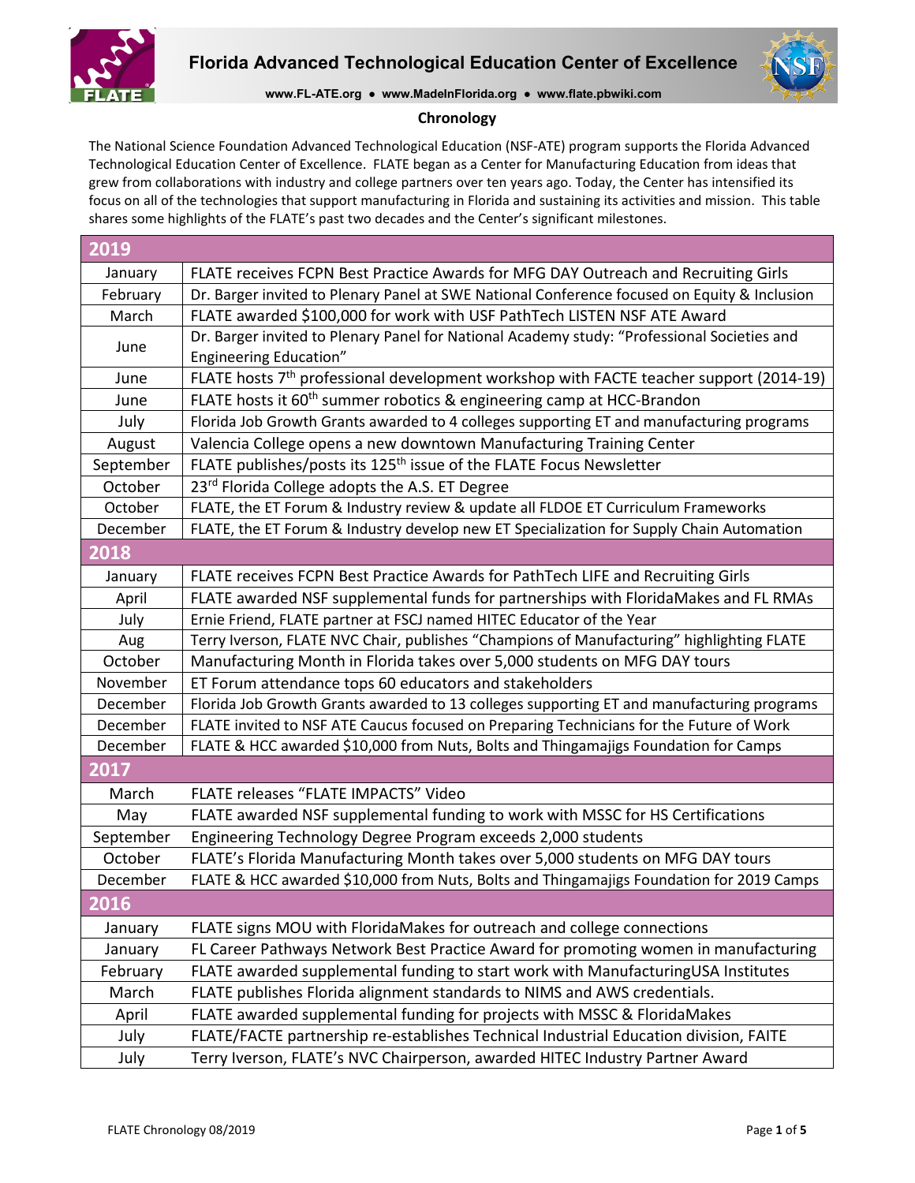# Florida Advanced Technological Education Center of Excellence

www.FL-ATE.org ● www.MadeInFlorida.org ● www.flate.pbwiki.com

## Chronology

The National Science Foundation Advanced Technological Education (NSF-ATE) program supports the Florida Advanced Technological Education Center of Excellence. FLATE began as a Center for Manufacturing Education from ideas that grew from collaborations with industry and college partners over ten years ago. Today, the Center has intensified its focus on all of the technologies that support manufacturing in Florida and sustaining its activities and mission. This table shares some highlights of the FLATE's past two decades and the Center's significant milestones.

| **2019** | |
|---|---|
| January | FLATE receives FCPN Best Practice Awards for MFG DAY Outreach and Recruiting Girls |
| February | Dr. Barger invited to Plenary Panel at SWE National Conference focused on Equity & Inclusion |
| March | FLATE awarded $100,000 for work with USF PathTech LISTEN NSF ATE Award |
| June | Dr. Barger invited to Plenary Panel for National Academy study: "Professional Societies and Engineering Education" |
| June | FLATE hosts 7th professional development workshop with FACTE teacher support (2014-19) |
| June | FLATE hosts it 60th summer robotics & engineering camp at HCC-Brandon |
| July | Florida Job Growth Grants awarded to 4 colleges supporting ET and manufacturing programs |
| August | Valencia College opens a new downtown Manufacturing Training Center |
| September | FLATE publishes/posts its 125th issue of the FLATE Focus Newsletter |
| October | 23rd Florida College adopts the A.S. ET Degree |
| October | FLATE, the ET Forum & Industry review & update all FLDOE ET Curriculum Frameworks |
| December | FLATE, the ET Forum & Industry develop new ET Specialization for Supply Chain Automation |
| **2018** | |
| January | FLATE receives FCPN Best Practice Awards for PathTech LIFE and Recruiting Girls |
| April | FLATE awarded NSF supplemental funds for partnerships with FloridaMakes and FL RMAs |
| July | Ernie Friend, FLATE partner at FSCJ named HITEC Educator of the Year |
| Aug | Terry Iverson, FLATE NVC Chair, publishes "Champions of Manufacturing" highlighting FLATE |
| October | Manufacturing Month in Florida takes over 5,000 students on MFG DAY tours |
| November | ET Forum attendance tops 60 educators and stakeholders |
| December | Florida Job Growth Grants awarded to 13 colleges supporting ET and manufacturing programs |
| December | FLATE invited to NSF ATE Caucus focused on Preparing Technicians for the Future of Work |
| December | FLATE & HCC awarded $10,000 from Nuts, Bolts and Thingamajigs Foundation for Camps |
| **2017** | |
| March | FLATE releases "FLATE IMPACTS" Video |
| May | FLATE awarded NSF supplemental funding to work with MSSC for HS Certifications |
| September | Engineering Technology Degree Program exceeds 2,000 students |
| October | FLATE's Florida Manufacturing Month takes over 5,000 students on MFG DAY tours |
| December | FLATE & HCC awarded $10,000 from Nuts, Bolts and Thingamajigs Foundation for 2019 Camps |
| **2016** | |
| January | FLATE signs MOU with FloridaMakes for outreach and college connections |
| January | FL Career Pathways Network Best Practice Award for promoting women in manufacturing |
| February | FLATE awarded supplemental funding to start work with ManufacturingUSA Institutes |
| March | FLATE publishes Florida alignment standards to NIMS and AWS credentials. |
| April | FLATE awarded supplemental funding for projects with MSSC & FloridaMakes |
| July | FLATE/FACTE partnership re-establishes Technical Industrial Education division, FAITE |
| July | Terry Iverson, FLATE's NVC Chairperson, awarded HITEC Industry Partner Award |

FLATE Chronology 08/2019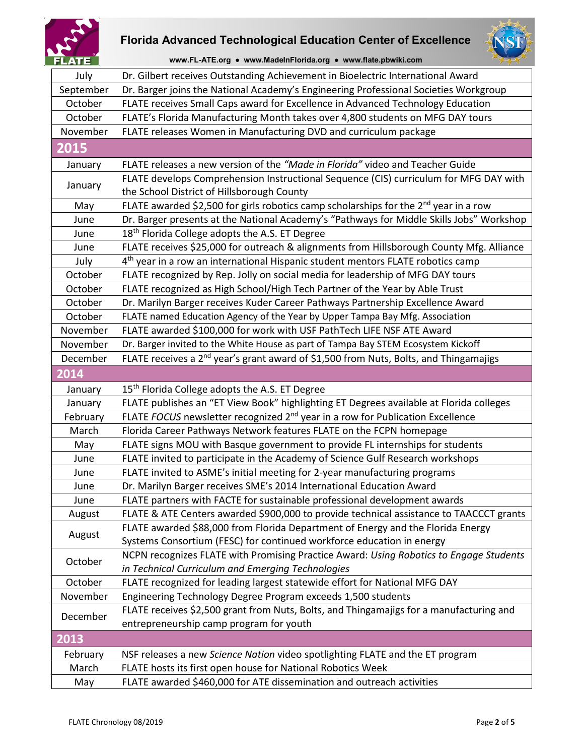| | |
|---|---|
| July | Dr. Gilbert receives Outstanding Achievement in Bioelectric International Award |
| September | Dr. Barger joins the National Academy's Engineering Professional Societies Workgroup |
| October | FLATE receives Small Caps award for Excellence in Advanced Technology Education |
| October | FLATE's Florida Manufacturing Month takes over 4,800 students on MFG DAY tours |
| November | FLATE releases Women in Manufacturing DVD and curriculum package |
| **2015** | |
| January | FLATE releases a new version of the *"Made in Florida"* video and Teacher Guide |
| January | FLATE develops Comprehension Instructional Sequence (CIS) curriculum for MFG DAY with the School District of Hillsborough County |
| May | FLATE awarded $2,500 for girls robotics camp scholarships for the 2nd year in a row |
| June | Dr. Barger presents at the National Academy's "Pathways for Middle Skills Jobs" Workshop |
| June | 18th Florida College adopts the A.S. ET Degree |
| June | FLATE receives $25,000 for outreach & alignments from Hillsborough County Mfg. Alliance |
| July | 4th year in a row an international Hispanic student mentors FLATE robotics camp |
| October | FLATE recognized by Rep. Jolly on social media for leadership of MFG DAY tours |
| October | FLATE recognized as High School/High Tech Partner of the Year by Able Trust |
| October | Dr. Marilyn Barger receives Kuder Career Pathways Partnership Excellence Award |
| October | FLATE named Education Agency of the Year by Upper Tampa Bay Mfg. Association |
| November | FLATE awarded $100,000 for work with USF PathTech LIFE NSF ATE Award |
| November | Dr. Barger invited to the White House as part of Tampa Bay STEM Ecosystem Kickoff |
| December | FLATE receives a 2nd year's grant award of $1,500 from Nuts, Bolts, and Thingamajigs |
| **2014** | |
| January | 15th Florida College adopts the A.S. ET Degree |
| January | FLATE publishes an "ET View Book" highlighting ET Degrees available at Florida colleges |
| February | FLATE *FOCUS* newsletter recognized 2nd year in a row for Publication Excellence |
| March | Florida Career Pathways Network features FLATE on the FCPN homepage |
| May | FLATE signs MOU with Basque government to provide FL internships for students |
| June | FLATE invited to participate in the Academy of Science Gulf Research workshops |
| June | FLATE invited to ASME's initial meeting for 2-year manufacturing programs |
| June | Dr. Marilyn Barger receives SME's 2014 International Education Award |
| June | FLATE partners with FACTE for sustainable professional development awards |
| August | FLATE & ATE Centers awarded $900,000 to provide technical assistance to TAACCCT grants |
| August | FLATE awarded $88,000 from Florida Department of Energy and the Florida Energy Systems Consortium (FESC) for continued workforce education in energy |
| October | NCPN recognizes FLATE with Promising Practice Award: *Using Robotics to Engage Students in Technical Curriculum and Emerging Technologies* |
| October | FLATE recognized for leading largest statewide effort for National MFG DAY |
| November | Engineering Technology Degree Program exceeds 1,500 students |
| December | FLATE receives $2,500 grant from Nuts, Bolts, and Thingamajigs for a manufacturing and entrepreneurship camp program for youth |
| **2013** | |
| February | NSF releases a new *Science Nation* video spotlighting FLATE and the ET program |
| March | FLATE hosts its first open house for National Robotics Week |
| May | FLATE awarded $460,000 for ATE dissemination and outreach activities |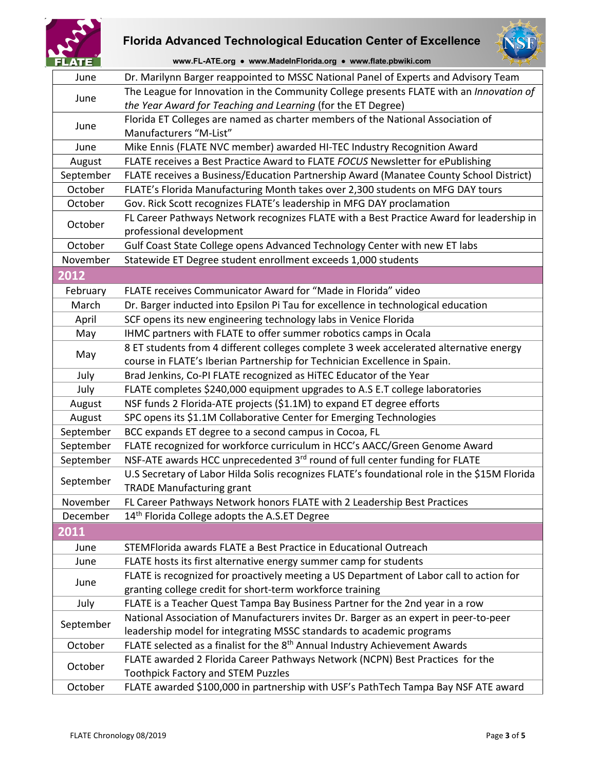| | |
|---|---|
| June | Dr. Marilynn Barger reappointed to MSSC National Panel of Experts and Advisory Team |
| June | The League for Innovation in the Community College presents FLATE with an *Innovation of the Year Award for Teaching and Learning* (for the ET Degree) |
| June | Florida ET Colleges are named as charter members of the National Association of Manufacturers "M-List" |
| June | Mike Ennis (FLATE NVC member) awarded HI-TEC Industry Recognition Award |
| August | FLATE receives a Best Practice Award to FLATE *FOCUS* Newsletter for ePublishing |
| September | FLATE receives a Business/Education Partnership Award (Manatee County School District) |
| October | FLATE's Florida Manufacturing Month takes over 2,300 students on MFG DAY tours |
| October | Gov. Rick Scott recognizes FLATE's leadership in MFG DAY proclamation |
| October | FL Career Pathways Network recognizes FLATE with a Best Practice Award for leadership in professional development |
| October | Gulf Coast State College opens Advanced Technology Center with new ET labs |
| November | Statewide ET Degree student enrollment exceeds 1,000 students |
| **2012** | |
| February | FLATE receives Communicator Award for "Made in Florida" video |
| March | Dr. Barger inducted into Epsilon Pi Tau for excellence in technological education |
| April | SCF opens its new engineering technology labs in Venice Florida |
| May | IHMC partners with FLATE to offer summer robotics camps in Ocala |
| May | 8 ET students from 4 different colleges complete 3 week accelerated alternative energy course in FLATE's Iberian Partnership for Technician Excellence in Spain. |
| July | Brad Jenkins, Co-PI FLATE recognized as HiTEC Educator of the Year |
| July | FLATE completes $240,000 equipment upgrades to A.S E.T college laboratories |
| August | NSF funds 2 Florida-ATE projects ($1.1M) to expand ET degree efforts |
| August | SPC opens its $1.1M Collaborative Center for Emerging Technologies |
| September | BCC expands ET degree to a second campus in Cocoa, FL |
| September | FLATE recognized for workforce curriculum in HCC's AACC/Green Genome Award |
| September | NSF-ATE awards HCC unprecedented 3rd round of full center funding for FLATE |
| September | U.S Secretary of Labor Hilda Solis recognizes FLATE's foundational role in the $15M Florida TRADE Manufacturing grant |
| November | FL Career Pathways Network honors FLATE with 2 Leadership Best Practices |
| December | 14th Florida College adopts the A.S.ET Degree |
| **2011** | |
| June | STEMFlorida awards FLATE a Best Practice in Educational Outreach |
| June | FLATE hosts its first alternative energy summer camp for students |
| June | FLATE is recognized for proactively meeting a US Department of Labor call to action for granting college credit for short-term workforce training |
| July | FLATE is a Teacher Quest Tampa Bay Business Partner for the 2nd year in a row |
| September | National Association of Manufacturers invites Dr. Barger as an expert in peer-to-peer leadership model for integrating MSSC standards to academic programs |
| October | FLATE selected as a finalist for the 8th Annual Industry Achievement Awards |
| October | FLATE awarded 2 Florida Career Pathways Network (NCPN) Best Practices for the Toothpick Factory and STEM Puzzles |
| October | FLATE awarded $100,000 in partnership with USF's PathTech Tampa Bay NSF ATE award |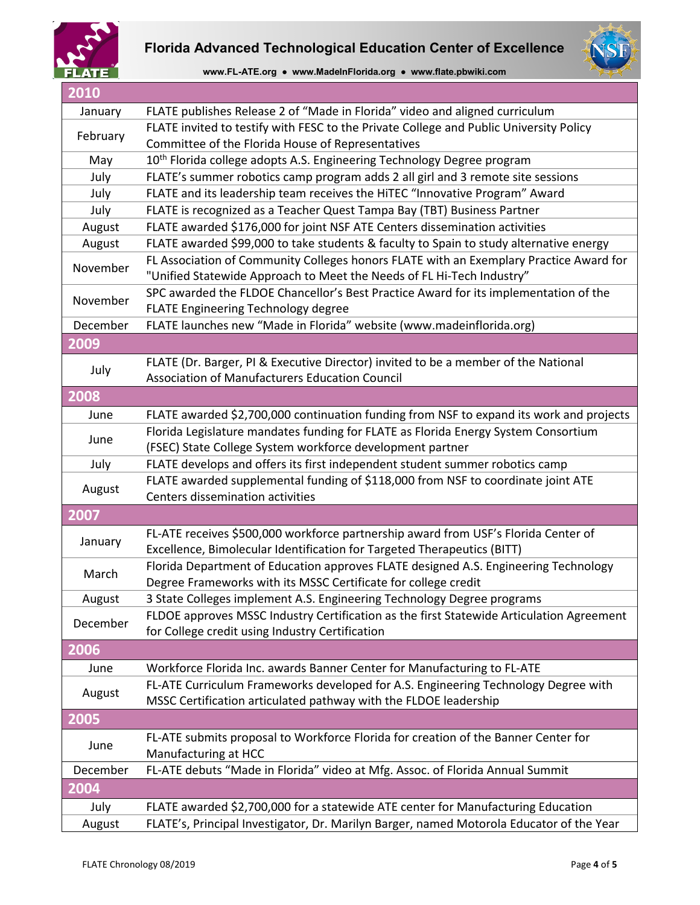**Florida Advanced Technological Education Center of Excellence**

www.FL-ATE.org • www.MadeInFlorida.org • www.flate.pbwiki.com

| 2010 | |
|---|---|
| January | FLATE publishes Release 2 of "Made in Florida" video and aligned curriculum |
| February | FLATE invited to testify with FESC to the Private College and Public University Policy Committee of the Florida House of Representatives |
| May | 10th Florida college adopts A.S. Engineering Technology Degree program |
| July | FLATE's summer robotics camp program adds 2 all girl and 3 remote site sessions |
| July | FLATE and its leadership team receives the HiTEC "Innovative Program" Award |
| July | FLATE is recognized as a Teacher Quest Tampa Bay (TBT) Business Partner |
| August | FLATE awarded $176,000 for joint NSF ATE Centers dissemination activities |
| August | FLATE awarded $99,000 to take students & faculty to Spain to study alternative energy |
| November | FL Association of Community Colleges honors FLATE with an Exemplary Practice Award for "Unified Statewide Approach to Meet the Needs of FL Hi-Tech Industry" |
| November | SPC awarded the FLDOE Chancellor's Best Practice Award for its implementation of the FLATE Engineering Technology degree |
| December | FLATE launches new "Made in Florida" website (www.madeinflorida.org) |
| **2009** | |
| July | FLATE (Dr. Barger, PI & Executive Director) invited to be a member of the National Association of Manufacturers Education Council |
| **2008** | |
| June | FLATE awarded $2,700,000 continuation funding from NSF to expand its work and projects |
| June | Florida Legislature mandates funding for FLATE as Florida Energy System Consortium (FSEC) State College System workforce development partner |
| July | FLATE develops and offers its first independent student summer robotics camp |
| August | FLATE awarded supplemental funding of $118,000 from NSF to coordinate joint ATE Centers dissemination activities |
| **2007** | |
| January | FL-ATE receives $500,000 workforce partnership award from USF's Florida Center of Excellence, Bimolecular Identification for Targeted Therapeutics (BITT) |
| March | Florida Department of Education approves FLATE designed A.S. Engineering Technology Degree Frameworks with its MSSC Certificate for college credit |
| August | 3 State Colleges implement A.S. Engineering Technology Degree programs |
| December | FLDOE approves MSSC Industry Certification as the first Statewide Articulation Agreement for College credit using Industry Certification |
| **2006** | |
| June | Workforce Florida Inc. awards Banner Center for Manufacturing to FL-ATE |
| August | FL-ATE Curriculum Frameworks developed for A.S. Engineering Technology Degree with MSSC Certification articulated pathway with the FLDOE leadership |
| **2005** | |
| June | FL-ATE submits proposal to Workforce Florida for creation of the Banner Center for Manufacturing at HCC |
| December | FL-ATE debuts "Made in Florida" video at Mfg. Assoc. of Florida Annual Summit |
| **2004** | |
| July | FLATE awarded $2,700,000 for a statewide ATE center for Manufacturing Education |
| August | FLATE's, Principal Investigator, Dr. Marilyn Barger, named Motorola Educator of the Year |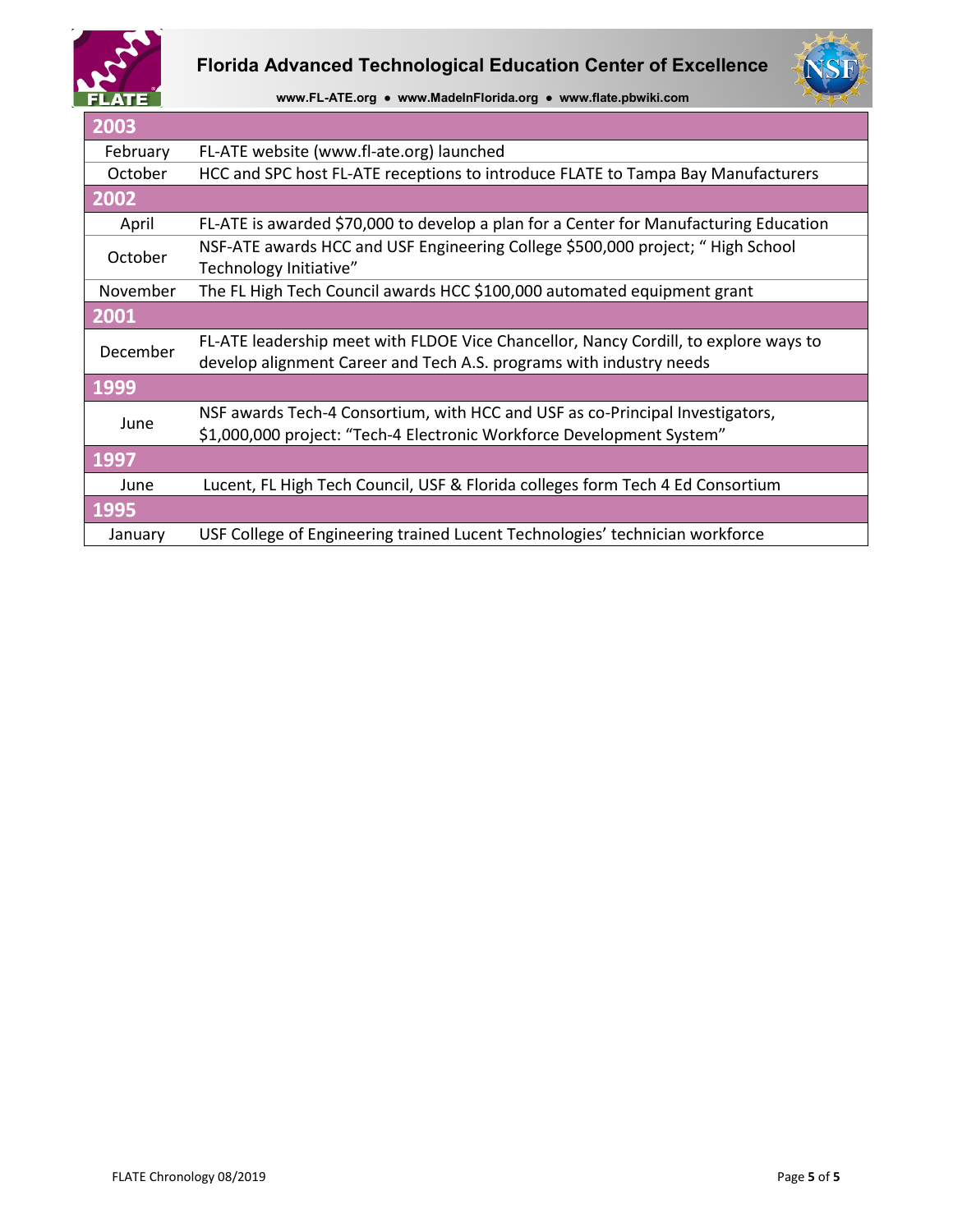| | |
|---|---|
| **2003** | |
| February | FL-ATE website (www.fl-ate.org) launched |
| October | HCC and SPC host FL-ATE receptions to introduce FLATE to Tampa Bay Manufacturers |
| **2002** | |
| April | FL-ATE is awarded $70,000 to develop a plan for a Center for Manufacturing Education |
| October | NSF-ATE awards HCC and USF Engineering College $500,000 project; " High School Technology Initiative" |
| November | The FL High Tech Council awards HCC $100,000 automated equipment grant |
| **2001** | |
| December | FL-ATE leadership meet with FLDOE Vice Chancellor, Nancy Cordill, to explore ways to develop alignment Career and Tech A.S. programs with industry needs |
| **1999** | |
| June | NSF awards Tech-4 Consortium, with HCC and USF as co-Principal Investigators, $1,000,000 project: "Tech-4 Electronic Workforce Development System" |
| **1997** | |
| June | Lucent, FL High Tech Council, USF & Florida colleges form Tech 4 Ed Consortium |
| **1995** | |
| January | USF College of Engineering trained Lucent Technologies' technician workforce |